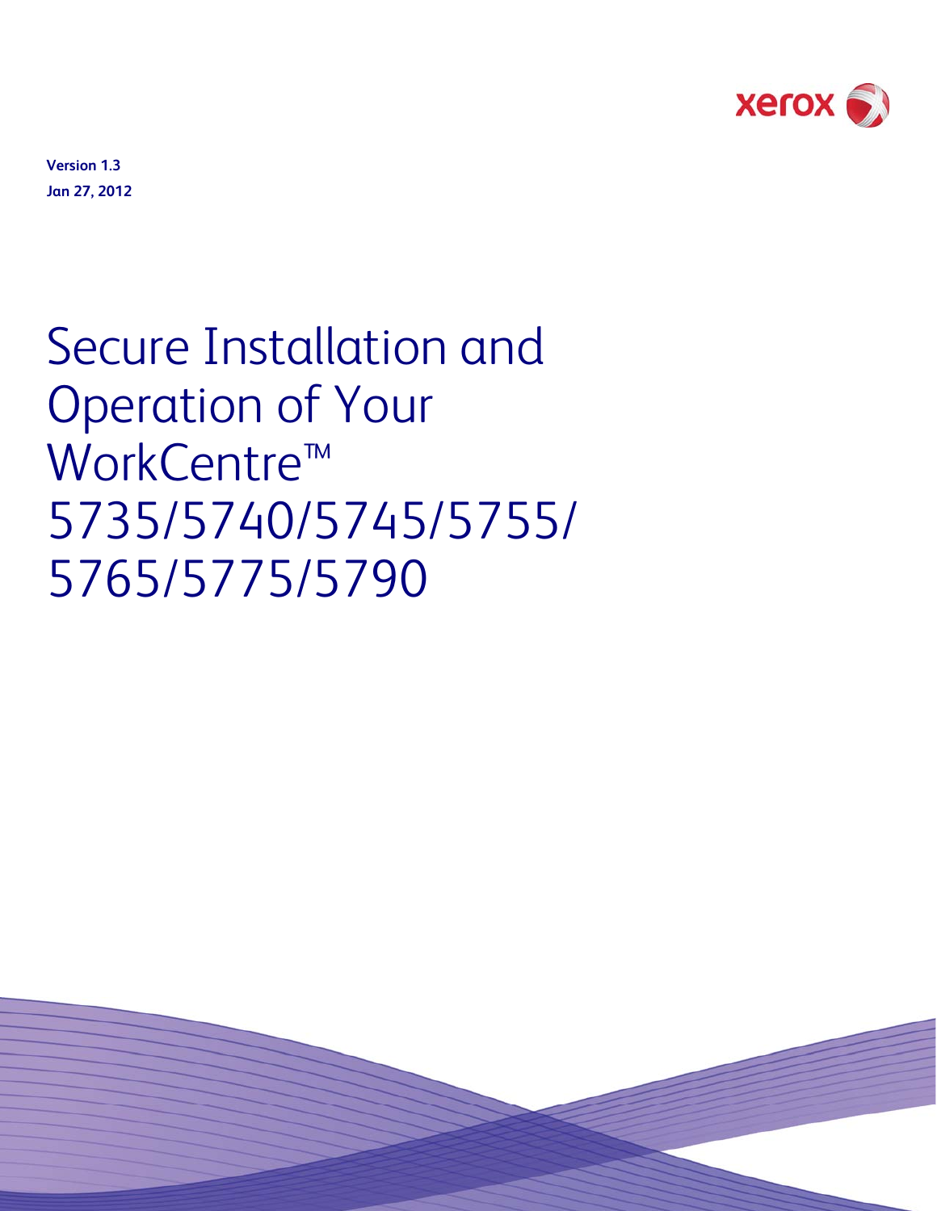**Version 1.3**

**Jan 27, 2012**

# Secure Installation and Operation of Your WorkCentre™ 5735/5740/5745/5755/ 5765/5775/5790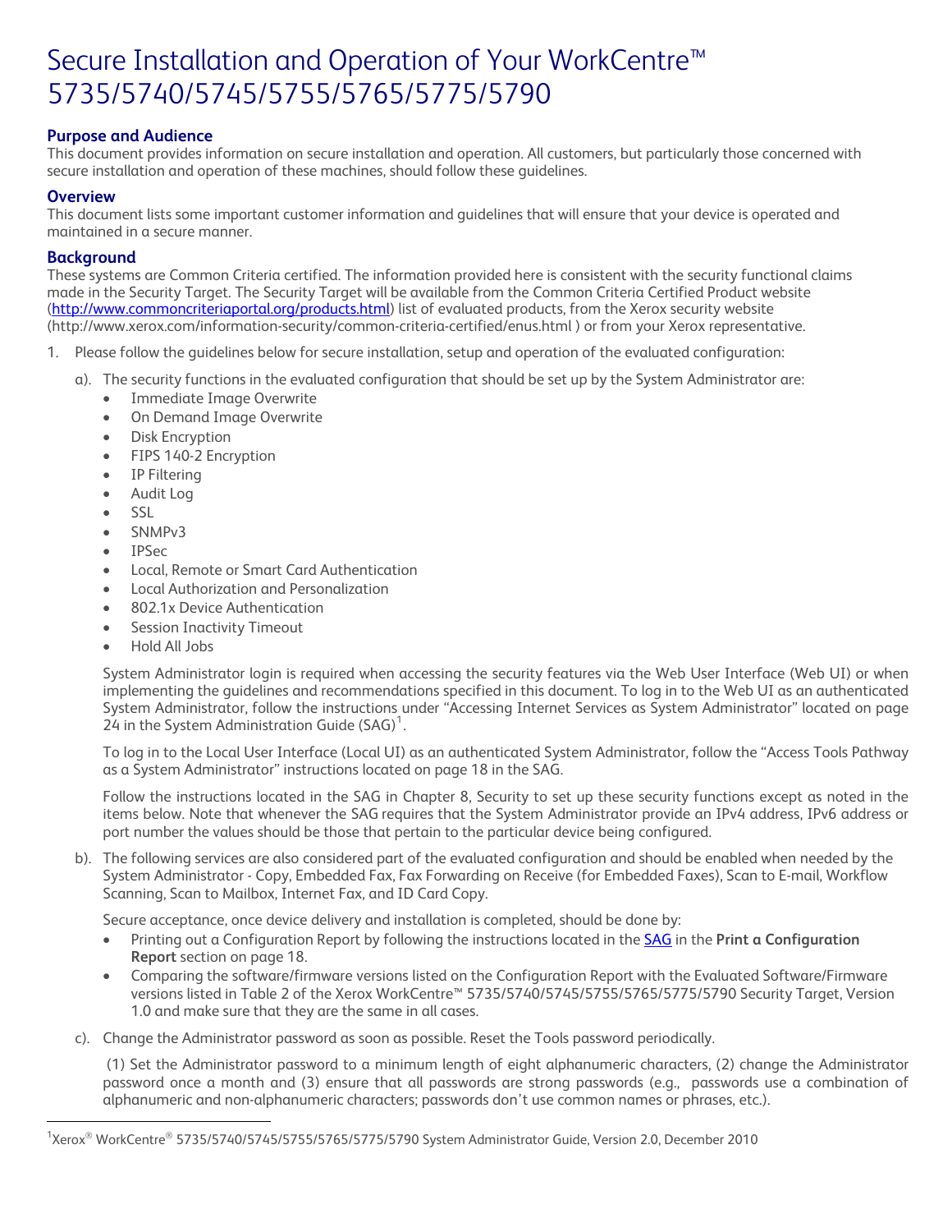# Secure Installation and Operation of Your WorkCentre™ 5735/5740/5745/5755/5765/5775/5790

## Purpose and Audience

This document provides information on secure installation and operation. All customers, but particularly those concerned with secure installation and operation of these machines, should follow these guidelines.

## Overview

This document lists some important customer information and guidelines that will ensure that your device is operated and maintained in a secure manner.

## Background

These systems are Common Criteria certified. The information provided here is consistent with the security functional claims made in the Security Target. The Security Target will be available from the Common Criteria Certified Product website ([http://www.commoncriteriaportal.org/products.html](http://www.commoncriteriaportal.org/products.html)) list of evaluated products, from the Xerox security website (http://www.xerox.com/information-security/common-criteria-certified/enus.html ) or from your Xerox representative.

1. Please follow the guidelines below for secure installation, setup and operation of the evaluated configuration:

   a). The security functions in the evaluated configuration that should be set up by the System Administrator are:
   - Immediate Image Overwrite
   - On Demand Image Overwrite
   - Disk Encryption
   - FIPS 140-2 Encryption
   - IP Filtering
   - Audit Log
   - SSL
   - SNMPv3
   - IPSec
   - Local, Remote or Smart Card Authentication
   - Local Authorization and Personalization
   - 802.1x Device Authentication
   - Session Inactivity Timeout
   - Hold All Jobs

   System Administrator login is required when accessing the security features via the Web User Interface (Web UI) or when implementing the guidelines and recommendations specified in this document. To log in to the Web UI as an authenticated System Administrator, follow the instructions under "Accessing Internet Services as System Administrator" located on page 24 in the System Administration Guide (SAG)[1].

   To log in to the Local User Interface (Local UI) as an authenticated System Administrator, follow the "Access Tools Pathway as a System Administrator" instructions located on page 18 in the SAG.

   Follow the instructions located in the SAG in Chapter 8, Security to set up these security functions except as noted in the items below. Note that whenever the SAG requires that the System Administrator provide an IPv4 address, IPv6 address or port number the values should be those that pertain to the particular device being configured.

   b). The following services are also considered part of the evaluated configuration and should be enabled when needed by the System Administrator - Copy, Embedded Fax, Fax Forwarding on Receive (for Embedded Faxes), Scan to E-mail, Workflow Scanning, Scan to Mailbox, Internet Fax, and ID Card Copy.

   Secure acceptance, once device delivery and installation is completed, should be done by:
   - Printing out a Configuration Report by following the instructions located in the SAG in the **Print a Configuration Report** section on page 18.
   - Comparing the software/firmware versions listed on the Configuration Report with the Evaluated Software/Firmware versions listed in Table 2 of the Xerox WorkCentre™ 5735/5740/5745/5755/5765/5775/5790 Security Target, Version 1.0 and make sure that they are the same in all cases.

   c). Change the Administrator password as soon as possible. Reset the Tools password periodically.

   (1) Set the Administrator password to a minimum length of eight alphanumeric characters, (2) change the Administrator password once a month and (3) ensure that all passwords are strong passwords (e.g., passwords use a combination of alphanumeric and non-alphanumeric characters; passwords don't use common names or phrases, etc.).

---

[1] Xerox® WorkCentre® 5735/5740/5745/5755/5765/5775/5790 System Administrator Guide, Version 2.0, December 2010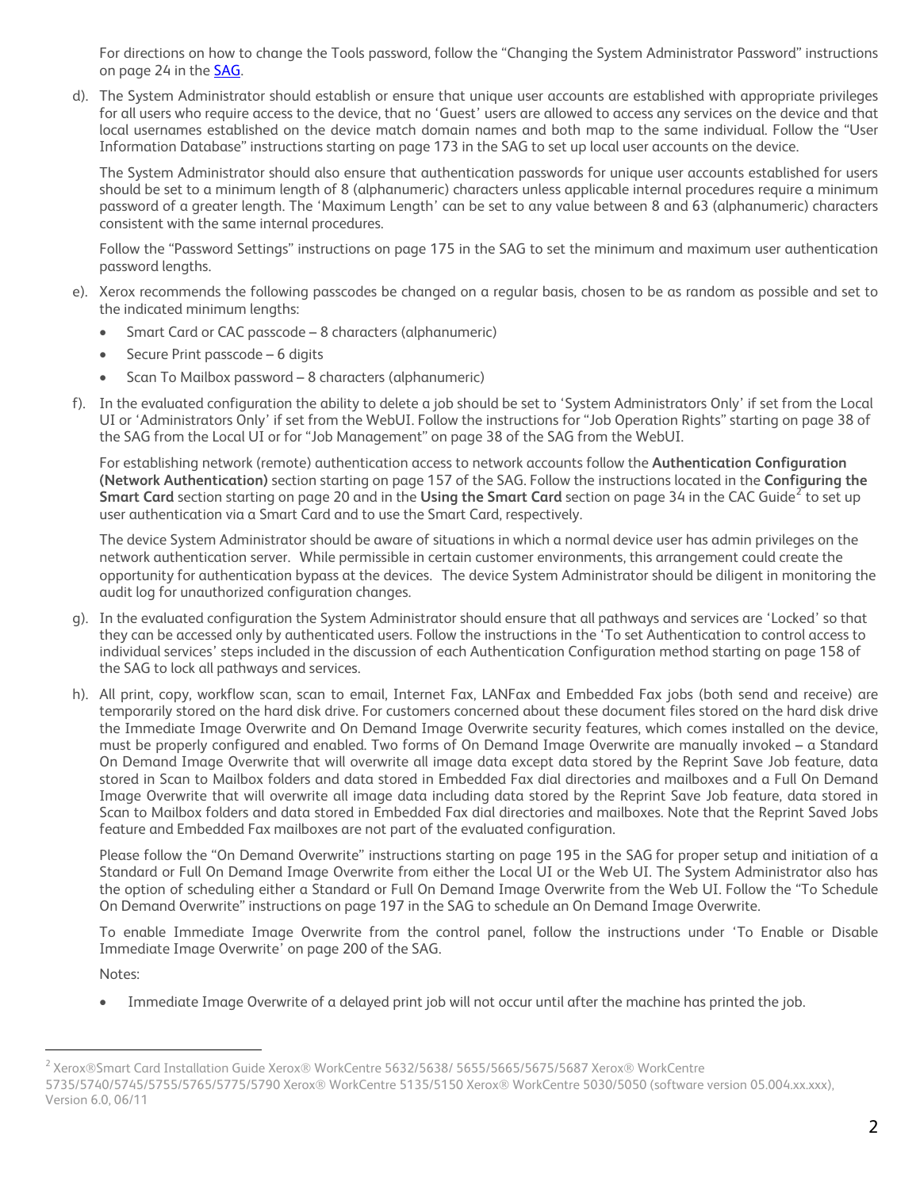For directions on how to change the Tools password, follow the “Changing the System Administrator Password” instructions on page 24 in the SAG.

d). The System Administrator should establish or ensure that unique user accounts are established with appropriate privileges for all users who require access to the device, that no ‘Guest’ users are allowed to access any services on the device and that local usernames established on the device match domain names and both map to the same individual. Follow the “User Information Database” instructions starting on page 173 in the SAG to set up local user accounts on the device.

The System Administrator should also ensure that authentication passwords for unique user accounts established for users should be set to a minimum length of 8 (alphanumeric) characters unless applicable internal procedures require a minimum password of a greater length. The ‘Maximum Length’ can be set to any value between 8 and 63 (alphanumeric) characters consistent with the same internal procedures.

Follow the “Password Settings” instructions on page 175 in the SAG to set the minimum and maximum user authentication password lengths.

e). Xerox recommends the following passcodes be changed on a regular basis, chosen to be as random as possible and set to the indicated minimum lengths:

- Smart Card or CAC passcode – 8 characters (alphanumeric)
- Secure Print passcode – 6 digits
- Scan To Mailbox password – 8 characters (alphanumeric)

f). In the evaluated configuration the ability to delete a job should be set to ‘System Administrators Only’ if set from the Local UI or ‘Administrators Only’ if set from the WebUI. Follow the instructions for “Job Operation Rights” starting on page 38 of the SAG from the Local UI or for “Job Management” on page 38 of the SAG from the WebUI.

For establishing network (remote) authentication access to network accounts follow the **Authentication Configuration (Network Authentication)** section starting on page 157 of the SAG. Follow the instructions located in the **Configuring the Smart Card** section starting on page 20 and in the **Using the Smart Card** section on page 34 in the CAC Guide[2] to set up user authentication via a Smart Card and to use the Smart Card, respectively.

The device System Administrator should be aware of situations in which a normal device user has admin privileges on the network authentication server. While permissible in certain customer environments, this arrangement could create the opportunity for authentication bypass at the devices. The device System Administrator should be diligent in monitoring the audit log for unauthorized configuration changes.

g). In the evaluated configuration the System Administrator should ensure that all pathways and services are ‘Locked’ so that they can be accessed only by authenticated users. Follow the instructions in the ‘To set Authentication to control access to individual services’ steps included in the discussion of each Authentication Configuration method starting on page 158 of the SAG to lock all pathways and services.

h). All print, copy, workflow scan, scan to email, Internet Fax, LANFax and Embedded Fax jobs (both send and receive) are temporarily stored on the hard disk drive. For customers concerned about these document files stored on the hard disk drive the Immediate Image Overwrite and On Demand Image Overwrite security features, which comes installed on the device, must be properly configured and enabled. Two forms of On Demand Image Overwrite are manually invoked – a Standard On Demand Image Overwrite that will overwrite all image data except data stored by the Reprint Save Job feature, data stored in Scan to Mailbox folders and data stored in Embedded Fax dial directories and mailboxes and a Full On Demand Image Overwrite that will overwrite all image data including data stored by the Reprint Save Job feature, data stored in Scan to Mailbox folders and data stored in Embedded Fax dial directories and mailboxes. Note that the Reprint Saved Jobs feature and Embedded Fax mailboxes are not part of the evaluated configuration.

Please follow the “On Demand Overwrite” instructions starting on page 195 in the SAG for proper setup and initiation of a Standard or Full On Demand Image Overwrite from either the Local UI or the Web UI. The System Administrator also has the option of scheduling either a Standard or Full On Demand Image Overwrite from the Web UI. Follow the “To Schedule On Demand Overwrite” instructions on page 197 in the SAG to schedule an On Demand Image Overwrite.

To enable Immediate Image Overwrite from the control panel, follow the instructions under ‘To Enable or Disable Immediate Image Overwrite’ on page 200 of the SAG.

Notes:

- Immediate Image Overwrite of a delayed print job will not occur until after the machine has printed the job.

---

[2] Xerox®Smart Card Installation Guide Xerox® WorkCentre 5632/5638/ 5655/5665/5675/5687 Xerox® WorkCentre 5735/5740/5745/5755/5765/5775/5790 Xerox® WorkCentre 5135/5150 Xerox® WorkCentre 5030/5050 (software version 05.004.xx.xxx), Version 6.0, 06/11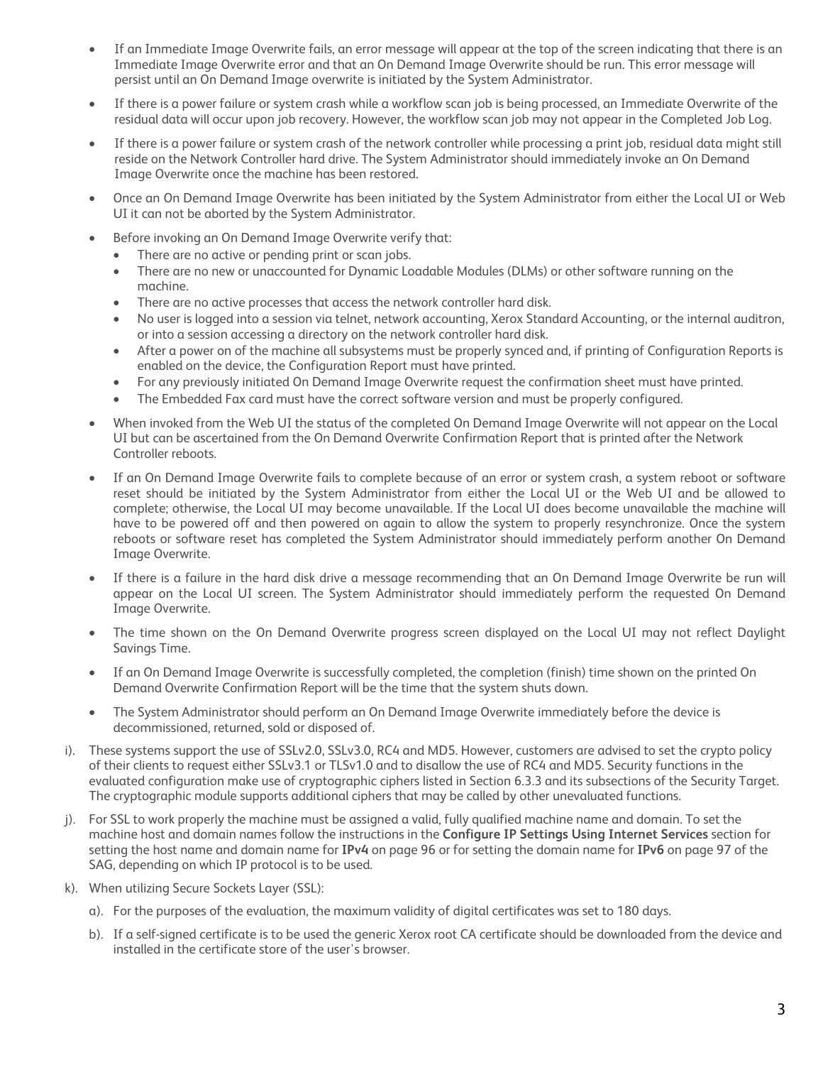- If an Immediate Image Overwrite fails, an error message will appear at the top of the screen indicating that there is an Immediate Image Overwrite error and that an On Demand Image Overwrite should be run. This error message will persist until an On Demand Image overwrite is initiated by the System Administrator.
- If there is a power failure or system crash while a workflow scan job is being processed, an Immediate Overwrite of the residual data will occur upon job recovery. However, the workflow scan job may not appear in the Completed Job Log.
- If there is a power failure or system crash of the network controller while processing a print job, residual data might still reside on the Network Controller hard drive. The System Administrator should immediately invoke an On Demand Image Overwrite once the machine has been restored.
- Once an On Demand Image Overwrite has been initiated by the System Administrator from either the Local UI or Web UI it can not be aborted by the System Administrator.
- Before invoking an On Demand Image Overwrite verify that:
  - There are no active or pending print or scan jobs.
  - There are no new or unaccounted for Dynamic Loadable Modules (DLMs) or other software running on the machine.
  - There are no active processes that access the network controller hard disk.
  - No user is logged into a session via telnet, network accounting, Xerox Standard Accounting, or the internal auditron, or into a session accessing a directory on the network controller hard disk.
  - After a power on of the machine all subsystems must be properly synced and, if printing of Configuration Reports is enabled on the device, the Configuration Report must have printed.
  - For any previously initiated On Demand Image Overwrite request the confirmation sheet must have printed.
  - The Embedded Fax card must have the correct software version and must be properly configured.
- When invoked from the Web UI the status of the completed On Demand Image Overwrite will not appear on the Local UI but can be ascertained from the On Demand Overwrite Confirmation Report that is printed after the Network Controller reboots.
- If an On Demand Image Overwrite fails to complete because of an error or system crash, a system reboot or software reset should be initiated by the System Administrator from either the Local UI or the Web UI and be allowed to complete; otherwise, the Local UI may become unavailable. If the Local UI does become unavailable the machine will have to be powered off and then powered on again to allow the system to properly resynchronize. Once the system reboots or software reset has completed the System Administrator should immediately perform another On Demand Image Overwrite.
- If there is a failure in the hard disk drive a message recommending that an On Demand Image Overwrite be run will appear on the Local UI screen. The System Administrator should immediately perform the requested On Demand Image Overwrite.
- The time shown on the On Demand Overwrite progress screen displayed on the Local UI may not reflect Daylight Savings Time.
- If an On Demand Image Overwrite is successfully completed, the completion (finish) time shown on the printed On Demand Overwrite Confirmation Report will be the time that the system shuts down.
- The System Administrator should perform an On Demand Image Overwrite immediately before the device is decommissioned, returned, sold or disposed of.

i). These systems support the use of SSLv2.0, SSLv3.0, RC4 and MD5. However, customers are advised to set the crypto policy of their clients to request either SSLv3.1 or TLSv1.0 and to disallow the use of RC4 and MD5. Security functions in the evaluated configuration make use of cryptographic ciphers listed in Section 6.3.3 and its subsections of the Security Target. The cryptographic module supports additional ciphers that may be called by other unevaluated functions.

j). For SSL to work properly the machine must be assigned a valid, fully qualified machine name and domain. To set the machine host and domain names follow the instructions in the **Configure IP Settings Using Internet Services** section for setting the host name and domain name for **IPv4** on page 96 or for setting the domain name for **IPv6** on page 97 of the SAG, depending on which IP protocol is to be used.

k). When utilizing Secure Sockets Layer (SSL):

a). For the purposes of the evaluation, the maximum validity of digital certificates was set to 180 days.

b). If a self-signed certificate is to be used the generic Xerox root CA certificate should be downloaded from the device and installed in the certificate store of the user's browser.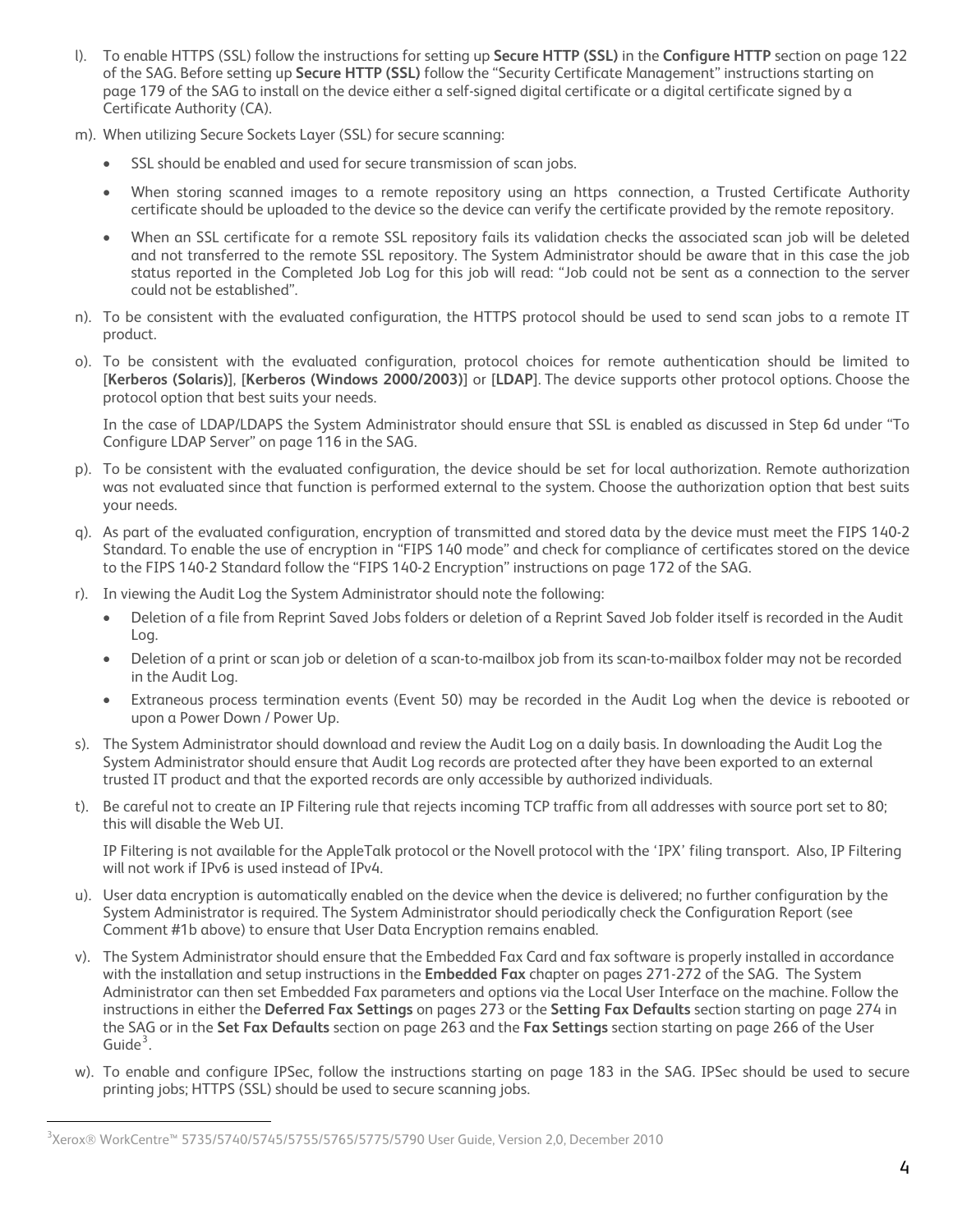l). To enable HTTPS (SSL) follow the instructions for setting up **Secure HTTP (SSL)** in the **Configure HTTP** section on page 122 of the SAG. Before setting up **Secure HTTP (SSL)** follow the "Security Certificate Management" instructions starting on page 179 of the SAG to install on the device either a self-signed digital certificate or a digital certificate signed by a Certificate Authority (CA).

m). When utilizing Secure Sockets Layer (SSL) for secure scanning:

- SSL should be enabled and used for secure transmission of scan jobs.
- When storing scanned images to a remote repository using an https connection, a Trusted Certificate Authority certificate should be uploaded to the device so the device can verify the certificate provided by the remote repository.
- When an SSL certificate for a remote SSL repository fails its validation checks the associated scan job will be deleted and not transferred to the remote SSL repository. The System Administrator should be aware that in this case the job status reported in the Completed Job Log for this job will read: "Job could not be sent as a connection to the server could not be established".

n). To be consistent with the evaluated configuration, the HTTPS protocol should be used to send scan jobs to a remote IT product.

o). To be consistent with the evaluated configuration, protocol choices for remote authentication should be limited to [**Kerberos (Solaris)**], [**Kerberos (Windows 2000/2003)**] or [**LDAP**]. The device supports other protocol options. Choose the protocol option that best suits your needs.

In the case of LDAP/LDAPS the System Administrator should ensure that SSL is enabled as discussed in Step 6d under "To Configure LDAP Server" on page 116 in the SAG.

p). To be consistent with the evaluated configuration, the device should be set for local authorization. Remote authorization was not evaluated since that function is performed external to the system. Choose the authorization option that best suits your needs.

q). As part of the evaluated configuration, encryption of transmitted and stored data by the device must meet the FIPS 140-2 Standard. To enable the use of encryption in "FIPS 140 mode" and check for compliance of certificates stored on the device to the FIPS 140-2 Standard follow the "FIPS 140-2 Encryption" instructions on page 172 of the SAG.

r). In viewing the Audit Log the System Administrator should note the following:

- Deletion of a file from Reprint Saved Jobs folders or deletion of a Reprint Saved Job folder itself is recorded in the Audit Log.
- Deletion of a print or scan job or deletion of a scan-to-mailbox job from its scan-to-mailbox folder may not be recorded in the Audit Log.
- Extraneous process termination events (Event 50) may be recorded in the Audit Log when the device is rebooted or upon a Power Down / Power Up.

s). The System Administrator should download and review the Audit Log on a daily basis. In downloading the Audit Log the System Administrator should ensure that Audit Log records are protected after they have been exported to an external trusted IT product and that the exported records are only accessible by authorized individuals.

t). Be careful not to create an IP Filtering rule that rejects incoming TCP traffic from all addresses with source port set to 80; this will disable the Web UI.

IP Filtering is not available for the AppleTalk protocol or the Novell protocol with the 'IPX' filing transport. Also, IP Filtering will not work if IPv6 is used instead of IPv4.

u). User data encryption is automatically enabled on the device when the device is delivered; no further configuration by the System Administrator is required. The System Administrator should periodically check the Configuration Report (see Comment #1b above) to ensure that User Data Encryption remains enabled.

v). The System Administrator should ensure that the Embedded Fax Card and fax software is properly installed in accordance with the installation and setup instructions in the **Embedded Fax** chapter on pages 271-272 of the SAG. The System Administrator can then set Embedded Fax parameters and options via the Local User Interface on the machine. Follow the instructions in either the **Deferred Fax Settings** on pages 273 or the **Setting Fax Defaults** section starting on page 274 in the SAG or in the **Set Fax Defaults** section on page 263 and the **Fax Settings** section starting on page 266 of the User Guide[3].

w). To enable and configure IPSec, follow the instructions starting on page 183 in the SAG. IPSec should be used to secure printing jobs; HTTPS (SSL) should be used to secure scanning jobs.

[3] Xerox® WorkCentre™ 5735/5740/5745/5755/5765/5775/5790 User Guide, Version 2,0, December 2010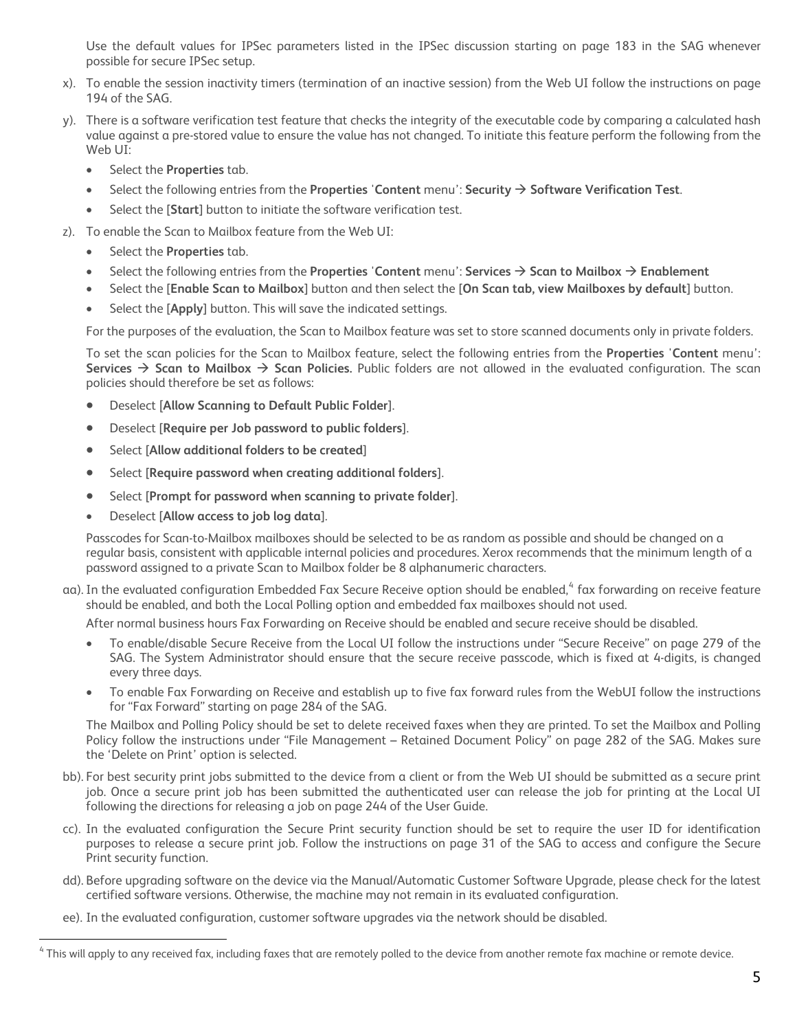Use the default values for IPSec parameters listed in the IPSec discussion starting on page 183 in the SAG whenever possible for secure IPSec setup.

x). To enable the session inactivity timers (termination of an inactive session) from the Web UI follow the instructions on page 194 of the SAG.

y). There is a software verification test feature that checks the integrity of the executable code by comparing a calculated hash value against a pre-stored value to ensure the value has not changed. To initiate this feature perform the following from the Web UI:

- Select the **Properties** tab.
- Select the following entries from the **Properties** '**Content** menu': **Security** → **Software Verification Test**.
- Select the [**Start**] button to initiate the software verification test.

z). To enable the Scan to Mailbox feature from the Web UI:

- Select the **Properties** tab.
- Select the following entries from the **Properties** '**Content** menu': **Services** → **Scan to Mailbox** → **Enablement**
- Select the [**Enable Scan to Mailbox**] button and then select the [**On Scan tab, view Mailboxes by default**] button.
- Select the [**Apply**] button. This will save the indicated settings.

For the purposes of the evaluation, the Scan to Mailbox feature was set to store scanned documents only in private folders.

To set the scan policies for the Scan to Mailbox feature, select the following entries from the **Properties** '**Content** menu': **Services** → **Scan to Mailbox** → **Scan Policies.** Public folders are not allowed in the evaluated configuration. The scan policies should therefore be set as follows:

- Deselect [**Allow Scanning to Default Public Folder**].
- Deselect [**Require per Job password to public folders**].
- Select [**Allow additional folders to be created**]
- Select [**Require password when creating additional folders**].
- Select [**Prompt for password when scanning to private folder**].
- Deselect [**Allow access to job log data**].

Passcodes for Scan-to-Mailbox mailboxes should be selected to be as random as possible and should be changed on a regular basis, consistent with applicable internal policies and procedures. Xerox recommends that the minimum length of a password assigned to a private Scan to Mailbox folder be 8 alphanumeric characters.

aa). In the evaluated configuration Embedded Fax Secure Receive option should be enabled,[4] fax forwarding on receive feature should be enabled, and both the Local Polling option and embedded fax mailboxes should not used.

After normal business hours Fax Forwarding on Receive should be enabled and secure receive should be disabled.

- To enable/disable Secure Receive from the Local UI follow the instructions under "Secure Receive" on page 279 of the SAG. The System Administrator should ensure that the secure receive passcode, which is fixed at 4-digits, is changed every three days.
- To enable Fax Forwarding on Receive and establish up to five fax forward rules from the WebUI follow the instructions for "Fax Forward" starting on page 284 of the SAG.

The Mailbox and Polling Policy should be set to delete received faxes when they are printed. To set the Mailbox and Polling Policy follow the instructions under "File Management – Retained Document Policy" on page 282 of the SAG. Makes sure the 'Delete on Print' option is selected.

bb). For best security print jobs submitted to the device from a client or from the Web UI should be submitted as a secure print job. Once a secure print job has been submitted the authenticated user can release the job for printing at the Local UI following the directions for releasing a job on page 244 of the User Guide.

cc). In the evaluated configuration the Secure Print security function should be set to require the user ID for identification purposes to release a secure print job. Follow the instructions on page 31 of the SAG to access and configure the Secure Print security function.

dd). Before upgrading software on the device via the Manual/Automatic Customer Software Upgrade, please check for the latest certified software versions. Otherwise, the machine may not remain in its evaluated configuration.

ee). In the evaluated configuration, customer software upgrades via the network should be disabled.

---

[4] This will apply to any received fax, including faxes that are remotely polled to the device from another remote fax machine or remote device.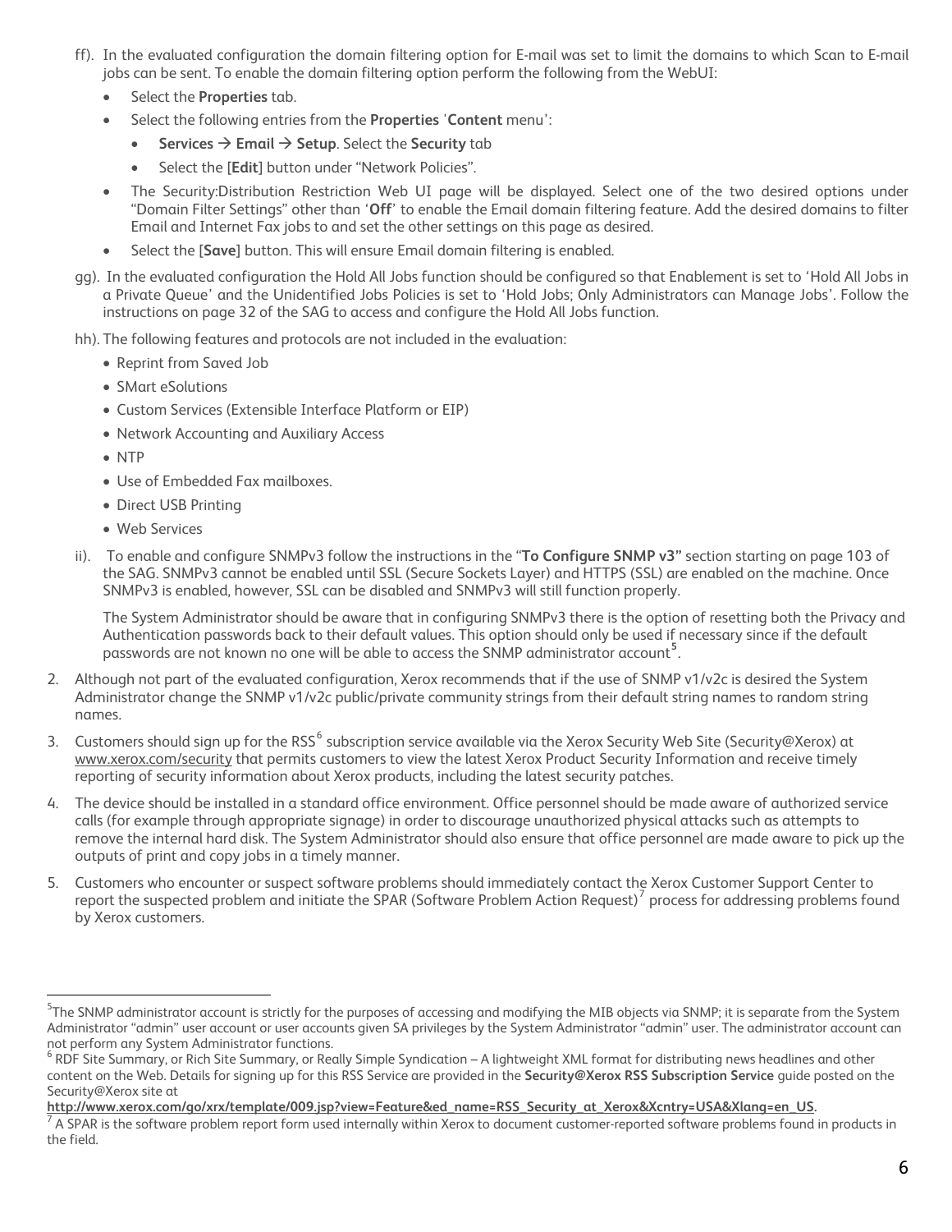ff). In the evaluated configuration the domain filtering option for E-mail was set to limit the domains to which Scan to E-mail jobs can be sent. To enable the domain filtering option perform the following from the WebUI:

- Select the **Properties** tab.
- Select the following entries from the **Properties** '**Content** menu':
  - **Services** → **Email** → **Setup**. Select the **Security** tab
  - Select the [**Edit**] button under "Network Policies".
- The Security:Distribution Restriction Web UI page will be displayed. Select one of the two desired options under "Domain Filter Settings" other than '**Off**' to enable the Email domain filtering feature. Add the desired domains to filter Email and Internet Fax jobs to and set the other settings on this page as desired.
- Select the [**Save**] button. This will ensure Email domain filtering is enabled.

gg). In the evaluated configuration the Hold All Jobs function should be configured so that Enablement is set to 'Hold All Jobs in a Private Queue' and the Unidentified Jobs Policies is set to 'Hold Jobs; Only Administrators can Manage Jobs'. Follow the instructions on page 32 of the SAG to access and configure the Hold All Jobs function.

hh). The following features and protocols are not included in the evaluation:

- Reprint from Saved Job
- SMart eSolutions
- Custom Services (Extensible Interface Platform or EIP)
- Network Accounting and Auxiliary Access
- NTP
- Use of Embedded Fax mailboxes.
- Direct USB Printing
- Web Services

ii). To enable and configure SNMPv3 follow the instructions in the "**To Configure SNMP v3"** section starting on page 103 of the SAG. SNMPv3 cannot be enabled until SSL (Secure Sockets Layer) and HTTPS (SSL) are enabled on the machine. Once SNMPv3 is enabled, however, SSL can be disabled and SNMPv3 will still function properly.

The System Administrator should be aware that in configuring SNMPv3 there is the option of resetting both the Privacy and Authentication passwords back to their default values. This option should only be used if necessary since if the default passwords are not known no one will be able to access the SNMP administrator account[5].

2. Although not part of the evaluated configuration, Xerox recommends that if the use of SNMP v1/v2c is desired the System Administrator change the SNMP v1/v2c public/private community strings from their default string names to random string names.
3. Customers should sign up for the RSS[6] subscription service available via the Xerox Security Web Site (Security@Xerox) at www.xerox.com/security that permits customers to view the latest Xerox Product Security Information and receive timely reporting of security information about Xerox products, including the latest security patches.
4. The device should be installed in a standard office environment. Office personnel should be made aware of authorized service calls (for example through appropriate signage) in order to discourage unauthorized physical attacks such as attempts to remove the internal hard disk. The System Administrator should also ensure that office personnel are made aware to pick up the outputs of print and copy jobs in a timely manner.
5. Customers who encounter or suspect software problems should immediately contact the Xerox Customer Support Center to report the suspected problem and initiate the SPAR (Software Problem Action Request)[7] process for addressing problems found by Xerox customers.

---

[5] The SNMP administrator account is strictly for the purposes of accessing and modifying the MIB objects via SNMP; it is separate from the System Administrator "admin" user account or user accounts given SA privileges by the System Administrator "admin" user. The administrator account can not perform any System Administrator functions.

[6] RDF Site Summary, or Rich Site Summary, or Really Simple Syndication – A lightweight XML format for distributing news headlines and other content on the Web. Details for signing up for this RSS Service are provided in the **Security@Xerox RSS Subscription Service** guide posted on the Security@Xerox site at **http://www.xerox.com/go/xrx/template/009.jsp?view=Feature&ed_name=RSS_Security_at_Xerox&Xcntry=USA&Xlang=en_US**.

[7] A SPAR is the software problem report form used internally within Xerox to document customer-reported software problems found in products in the field.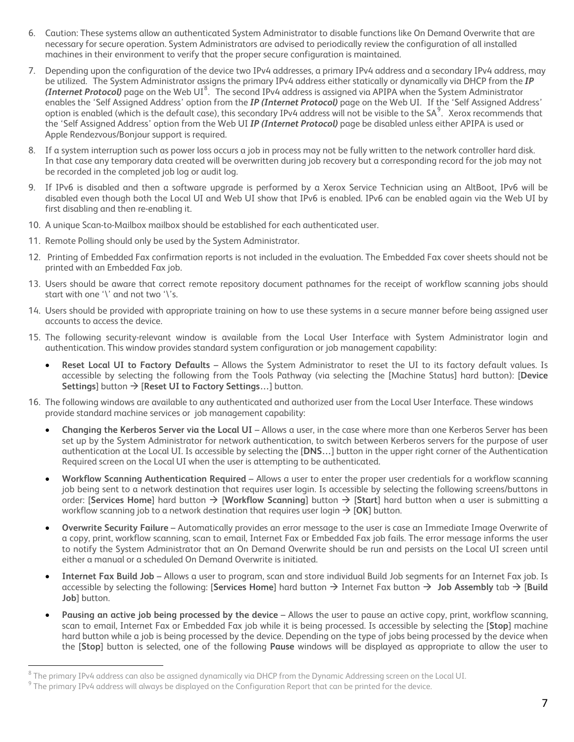6. Caution: These systems allow an authenticated System Administrator to disable functions like On Demand Overwrite that are necessary for secure operation. System Administrators are advised to periodically review the configuration of all installed machines in their environment to verify that the proper secure configuration is maintained.

7. Depending upon the configuration of the device two IPv4 addresses, a primary IPv4 address and a secondary IPv4 address, may be utilized. The System Administrator assigns the primary IPv4 address either statically or dynamically via DHCP from the ***IP (Internet Protocol)*** page on the Web UI[8]. The second IPv4 address is assigned via APIPA when the System Administrator enables the 'Self Assigned Address' option from the ***IP (Internet Protocol)*** page on the Web UI. If the 'Self Assigned Address' option is enabled (which is the default case), this secondary IPv4 address will not be visible to the SA[9]. Xerox recommends that the 'Self Assigned Address' option from the Web UI ***IP (Internet Protocol)*** page be disabled unless either APIPA is used or Apple Rendezvous/Bonjour support is required.

8. If a system interruption such as power loss occurs a job in process may not be fully written to the network controller hard disk. In that case any temporary data created will be overwritten during job recovery but a corresponding record for the job may not be recorded in the completed job log or audit log.

9. If IPv6 is disabled and then a software upgrade is performed by a Xerox Service Technician using an AltBoot, IPv6 will be disabled even though both the Local UI and Web UI show that IPv6 is enabled. IPv6 can be enabled again via the Web UI by first disabling and then re-enabling it.

10. A unique Scan-to-Mailbox mailbox should be established for each authenticated user.

11. Remote Polling should only be used by the System Administrator.

12. Printing of Embedded Fax confirmation reports is not included in the evaluation. The Embedded Fax cover sheets should not be printed with an Embedded Fax job.

13. Users should be aware that correct remote repository document pathnames for the receipt of workflow scanning jobs should start with one '\' and not two '\'s.

14. Users should be provided with appropriate training on how to use these systems in a secure manner before being assigned user accounts to access the device.

15. The following security-relevant window is available from the Local User Interface with System Administrator login and authentication. This window provides standard system configuration or job management capability:

    - **Reset Local UI to Factory Defaults** – Allows the System Administrator to reset the UI to its factory default values. Is accessible by selecting the following from the Tools Pathway (via selecting the [Machine Status] hard button): [**Device Settings**] button → [**Reset UI to Factory Settings…**] button.

16. The following windows are available to any authenticated and authorized user from the Local User Interface. These windows provide standard machine services or job management capability:

    - **Changing the Kerberos Server via the Local UI** – Allows a user, in the case where more than one Kerberos Server has been set up by the System Administrator for network authentication, to switch between Kerberos servers for the purpose of user authentication at the Local UI. Is accessible by selecting the [**DNS…**] button in the upper right corner of the Authentication Required screen on the Local UI when the user is attempting to be authenticated.
    - **Workflow Scanning Authentication Required** – Allows a user to enter the proper user credentials for a workflow scanning job being sent to a network destination that requires user login. Is accessible by selecting the following screens/buttons in order: [**Services Home**] hard button → [**Workflow Scanning**] button → [**Start**] hard button when a user is submitting a workflow scanning job to a network destination that requires user login → [**OK**] button.
    - **Overwrite Security Failure** – Automatically provides an error message to the user is case an Immediate Image Overwrite of a copy, print, workflow scanning, scan to email, Internet Fax or Embedded Fax job fails. The error message informs the user to notify the System Administrator that an On Demand Overwrite should be run and persists on the Local UI screen until either a manual or a scheduled On Demand Overwrite is initiated.
    - **Internet Fax Build Job** – Allows a user to program, scan and store individual Build Job segments for an Internet Fax job. Is accessible by selecting the following: [**Services Home**] hard button → Internet Fax button → **Job Assembly** tab → [**Build Job**] button.
    - **Pausing an active job being processed by the device** – Allows the user to pause an active copy, print, workflow scanning, scan to email, Internet Fax or Embedded Fax job while it is being processed. Is accessible by selecting the [**Stop**] machine hard button while a job is being processed by the device. Depending on the type of jobs being processed by the device when the [**Stop**] button is selected, one of the following **Pause** windows will be displayed as appropriate to allow the user to

[8] The primary IPv4 address can also be assigned dynamically via DHCP from the Dynamic Addressing screen on the Local UI.

[9] The primary IPv4 address will always be displayed on the Configuration Report that can be printed for the device.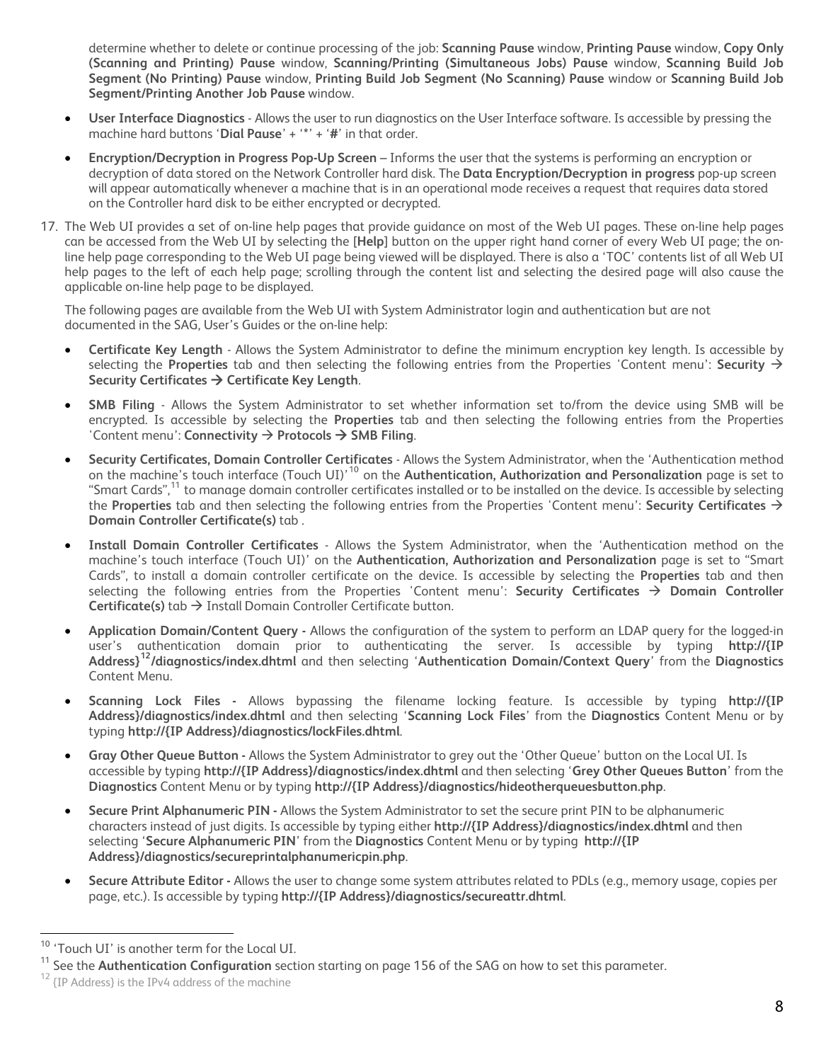determine whether to delete or continue processing of the job: **Scanning Pause** window, **Printing Pause** window, **Copy Only (Scanning and Printing) Pause** window, **Scanning/Printing (Simultaneous Jobs) Pause** window, **Scanning Build Job Segment (No Printing) Pause** window, **Printing Build Job Segment (No Scanning) Pause** window or **Scanning Build Job Segment/Printing Another Job Pause** window.

- **User Interface Diagnostics** - Allows the user to run diagnostics on the User Interface software. Is accessible by pressing the machine hard buttons '**Dial Pause**' + '*' + '**#**' in that order.
- **Encryption/Decryption in Progress Pop-Up Screen** – Informs the user that the systems is performing an encryption or decryption of data stored on the Network Controller hard disk. The **Data Encryption/Decryption in progress** pop-up screen will appear automatically whenever a machine that is in an operational mode receives a request that requires data stored on the Controller hard disk to be either encrypted or decrypted.

17. The Web UI provides a set of on-line help pages that provide guidance on most of the Web UI pages. These on-line help pages can be accessed from the Web UI by selecting the [**Help**] button on the upper right hand corner of every Web UI page; the on-line help page corresponding to the Web UI page being viewed will be displayed. There is also a 'TOC' contents list of all Web UI help pages to the left of each help page; scrolling through the content list and selecting the desired page will also cause the applicable on-line help page to be displayed.

    The following pages are available from the Web UI with System Administrator login and authentication but are not documented in the SAG, User's Guides or the on-line help:

    - **Certificate Key Length** - Allows the System Administrator to define the minimum encryption key length. Is accessible by selecting the **Properties** tab and then selecting the following entries from the Properties 'Content menu': **Security → Security Certificates → Certificate Key Length**.
    - **SMB Filing** - Allows the System Administrator to set whether information set to/from the device using SMB will be encrypted. Is accessible by selecting the **Properties** tab and then selecting the following entries from the Properties 'Content menu': **Connectivity → Protocols → SMB Filing**.
    - **Security Certificates, Domain Controller Certificates** - Allows the System Administrator, when the 'Authentication method on the machine's touch interface (Touch UI)'[10] on the **Authentication, Authorization and Personalization** page is set to "Smart Cards",[11] to manage domain controller certificates installed or to be installed on the device. Is accessible by selecting the **Properties** tab and then selecting the following entries from the Properties 'Content menu': **Security Certificates → Domain Controller Certificate(s)** tab .
    - **Install Domain Controller Certificates** - Allows the System Administrator, when the 'Authentication method on the machine's touch interface (Touch UI)' on the **Authentication, Authorization and Personalization** page is set to "Smart Cards", to install a domain controller certificate on the device. Is accessible by selecting the **Properties** tab and then selecting the following entries from the Properties 'Content menu': **Security Certificates → Domain Controller Certificate(s)** tab → Install Domain Controller Certificate button.
    - **Application Domain/Content Query -** Allows the configuration of the system to perform an LDAP query for the logged-in user's authentication domain prior to authenticating the server. Is accessible by typing **http://{IP Address}[12]/diagnostics/index.dhtml** and then selecting '**Authentication Domain/Context Query**' from the **Diagnostics** Content Menu.
    - **Scanning Lock Files -** Allows bypassing the filename locking feature. Is accessible by typing **http://{IP Address}/diagnostics/index.dhtml** and then selecting '**Scanning Lock Files**' from the **Diagnostics** Content Menu or by typing **http://{IP Address}/diagnostics/lockFiles.dhtml**.
    - **Gray Other Queue Button -** Allows the System Administrator to grey out the 'Other Queue' button on the Local UI. Is accessible by typing **http://{IP Address}/diagnostics/index.dhtml** and then selecting '**Grey Other Queues Button**' from the **Diagnostics** Content Menu or by typing **http://{IP Address}/diagnostics/hideotherqueuesbutton.php**.
    - **Secure Print Alphanumeric PIN -** Allows the System Administrator to set the secure print PIN to be alphanumeric characters instead of just digits. Is accessible by typing either **http://{IP Address}/diagnostics/index.dhtml** and then selecting '**Secure Alphanumeric PIN**' from the **Diagnostics** Content Menu or by typing **http://{IP Address}/diagnostics/secureprintalphanumericpin.php**.
    - **Secure Attribute Editor -** Allows the user to change some system attributes related to PDLs (e.g., memory usage, copies per page, etc.). Is accessible by typing **http://{IP Address}/diagnostics/secureattr.dhtml**.

---

[10] 'Touch UI' is another term for the Local UI.

[11] See the **Authentication Configuration** section starting on page 156 of the SAG on how to set this parameter.

[12] {IP Address} is the IPv4 address of the machine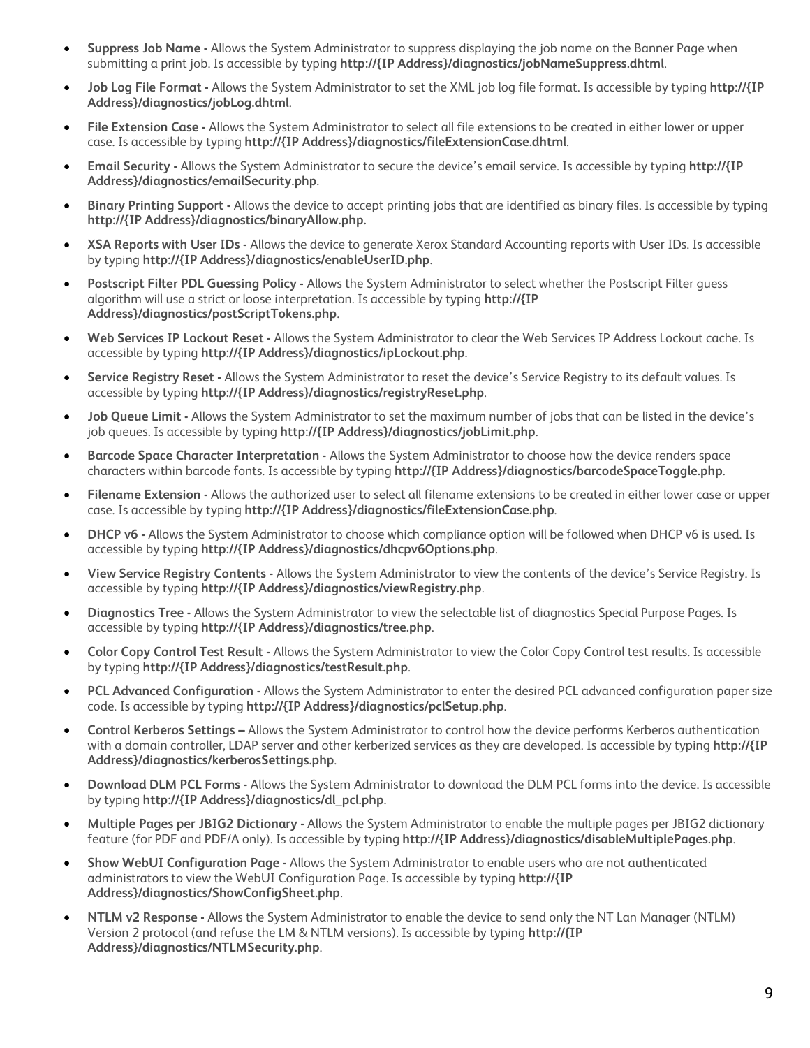- **Suppress Job Name -** Allows the System Administrator to suppress displaying the job name on the Banner Page when submitting a print job. Is accessible by typing **http://{IP Address}/diagnostics/jobNameSuppress.dhtml**.
- **Job Log File Format -** Allows the System Administrator to set the XML job log file format. Is accessible by typing **http://{IP Address}/diagnostics/jobLog.dhtml**.
- **File Extension Case -** Allows the System Administrator to select all file extensions to be created in either lower or upper case. Is accessible by typing **http://{IP Address}/diagnostics/fileExtensionCase.dhtml**.
- **Email Security -** Allows the System Administrator to secure the device's email service. Is accessible by typing **http://{IP Address}/diagnostics/emailSecurity.php**.
- **Binary Printing Support -** Allows the device to accept printing jobs that are identified as binary files. Is accessible by typing **http://{IP Address}/diagnostics/binaryAllow.php.**
- **XSA Reports with User IDs -** Allows the device to generate Xerox Standard Accounting reports with User IDs. Is accessible by typing **http://{IP Address}/diagnostics/enableUserID.php**.
- **Postscript Filter PDL Guessing Policy -** Allows the System Administrator to select whether the Postscript Filter guess algorithm will use a strict or loose interpretation. Is accessible by typing **http://{IP Address}/diagnostics/postScriptTokens.php**.
- **Web Services IP Lockout Reset -** Allows the System Administrator to clear the Web Services IP Address Lockout cache. Is accessible by typing **http://{IP Address}/diagnostics/ipLockout.php**.
- **Service Registry Reset -** Allows the System Administrator to reset the device's Service Registry to its default values. Is accessible by typing **http://{IP Address}/diagnostics/registryReset.php**.
- **Job Queue Limit -** Allows the System Administrator to set the maximum number of jobs that can be listed in the device's job queues. Is accessible by typing **http://{IP Address}/diagnostics/jobLimit.php**.
- **Barcode Space Character Interpretation -** Allows the System Administrator to choose how the device renders space characters within barcode fonts. Is accessible by typing **http://{IP Address}/diagnostics/barcodeSpaceToggle.php**.
- **Filename Extension -** Allows the authorized user to select all filename extensions to be created in either lower case or upper case. Is accessible by typing **http://{IP Address}/diagnostics/fileExtensionCase.php**.
- **DHCP v6 -** Allows the System Administrator to choose which compliance option will be followed when DHCP v6 is used. Is accessible by typing **http://{IP Address}/diagnostics/dhcpv6Options.php**.
- **View Service Registry Contents -** Allows the System Administrator to view the contents of the device's Service Registry. Is accessible by typing **http://{IP Address}/diagnostics/viewRegistry.php**.
- **Diagnostics Tree -** Allows the System Administrator to view the selectable list of diagnostics Special Purpose Pages. Is accessible by typing **http://{IP Address}/diagnostics/tree.php**.
- **Color Copy Control Test Result -** Allows the System Administrator to view the Color Copy Control test results. Is accessible by typing **http://{IP Address}/diagnostics/testResult.php**.
- **PCL Advanced Configuration -** Allows the System Administrator to enter the desired PCL advanced configuration paper size code. Is accessible by typing **http://{IP Address}/diagnostics/pclSetup.php**.
- **Control Kerberos Settings –** Allows the System Administrator to control how the device performs Kerberos authentication with a domain controller, LDAP server and other kerberized services as they are developed. Is accessible by typing **http://{IP Address}/diagnostics/kerberosSettings.php**.
- **Download DLM PCL Forms -** Allows the System Administrator to download the DLM PCL forms into the device. Is accessible by typing **http://{IP Address}/diagnostics/dl_pcl.php**.
- **Multiple Pages per JBIG2 Dictionary -** Allows the System Administrator to enable the multiple pages per JBIG2 dictionary feature (for PDF and PDF/A only). Is accessible by typing **http://{IP Address}/diagnostics/disableMultiplePages.php**.
- **Show WebUI Configuration Page -** Allows the System Administrator to enable users who are not authenticated administrators to view the WebUI Configuration Page. Is accessible by typing **http://{IP Address}/diagnostics/ShowConfigSheet.php**.
- **NTLM v2 Response -** Allows the System Administrator to enable the device to send only the NT Lan Manager (NTLM) Version 2 protocol (and refuse the LM & NTLM versions). Is accessible by typing **http://{IP Address}/diagnostics/NTLMSecurity.php**.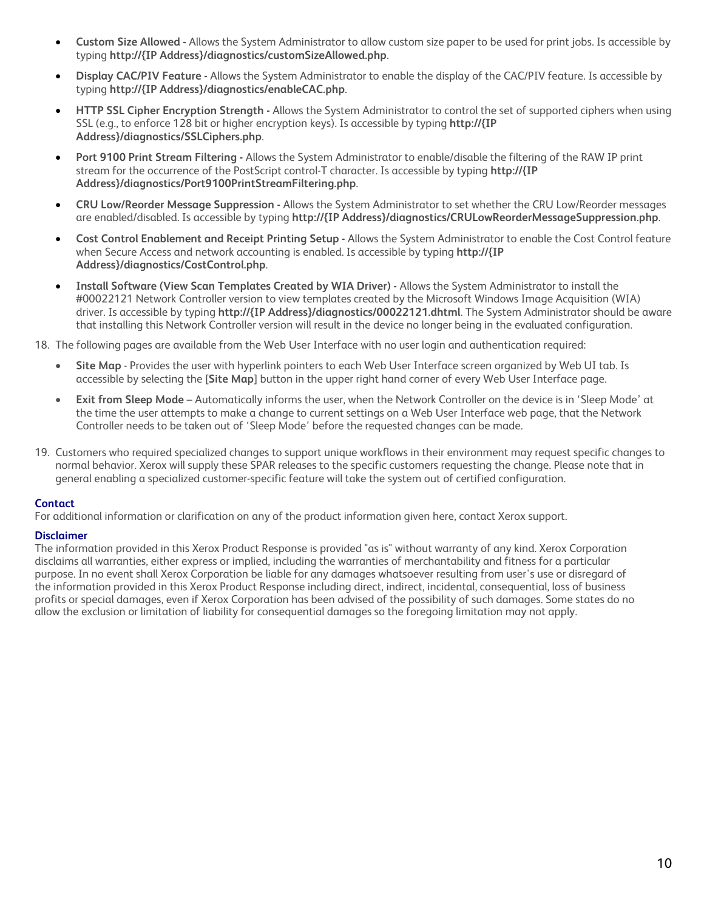- **Custom Size Allowed -** Allows the System Administrator to allow custom size paper to be used for print jobs. Is accessible by typing **http://{IP Address}/diagnostics/customSizeAllowed.php**.
- **Display CAC/PIV Feature -** Allows the System Administrator to enable the display of the CAC/PIV feature. Is accessible by typing **http://{IP Address}/diagnostics/enableCAC.php**.
- **HTTP SSL Cipher Encryption Strength -** Allows the System Administrator to control the set of supported ciphers when using SSL (e.g., to enforce 128 bit or higher encryption keys). Is accessible by typing **http://{IP Address}/diagnostics/SSLCiphers.php**.
- **Port 9100 Print Stream Filtering -** Allows the System Administrator to enable/disable the filtering of the RAW IP print stream for the occurrence of the PostScript control-T character. Is accessible by typing **http://{IP Address}/diagnostics/Port9100PrintStreamFiltering.php**.
- **CRU Low/Reorder Message Suppression -** Allows the System Administrator to set whether the CRU Low/Reorder messages are enabled/disabled. Is accessible by typing **http://{IP Address}/diagnostics/CRULowReorderMessageSuppression.php**.
- **Cost Control Enablement and Receipt Printing Setup -** Allows the System Administrator to enable the Cost Control feature when Secure Access and network accounting is enabled. Is accessible by typing **http://{IP Address}/diagnostics/CostControl.php**.
- **Install Software (View Scan Templates Created by WIA Driver) -** Allows the System Administrator to install the #00022121 Network Controller version to view templates created by the Microsoft Windows Image Acquisition (WIA) driver. Is accessible by typing **http://{IP Address}/diagnostics/00022121.dhtml**. The System Administrator should be aware that installing this Network Controller version will result in the device no longer being in the evaluated configuration.

18. The following pages are available from the Web User Interface with no user login and authentication required:
    - **Site Map** - Provides the user with hyperlink pointers to each Web User Interface screen organized by Web UI tab. Is accessible by selecting the [**Site Map**] button in the upper right hand corner of every Web User Interface page.
    - **Exit from Sleep Mode** – Automatically informs the user, when the Network Controller on the device is in 'Sleep Mode' at the time the user attempts to make a change to current settings on a Web User Interface web page, that the Network Controller needs to be taken out of 'Sleep Mode' before the requested changes can be made.

19. Customers who required specialized changes to support unique workflows in their environment may request specific changes to normal behavior. Xerox will supply these SPAR releases to the specific customers requesting the change. Please note that in general enabling a specialized customer-specific feature will take the system out of certified configuration.

### Contact

For additional information or clarification on any of the product information given here, contact Xerox support.

### Disclaimer

The information provided in this Xerox Product Response is provided "as is" without warranty of any kind. Xerox Corporation disclaims all warranties, either express or implied, including the warranties of merchantability and fitness for a particular purpose. In no event shall Xerox Corporation be liable for any damages whatsoever resulting from user's use or disregard of the information provided in this Xerox Product Response including direct, indirect, incidental, consequential, loss of business profits or special damages, even if Xerox Corporation has been advised of the possibility of such damages. Some states do no allow the exclusion or limitation of liability for consequential damages so the foregoing limitation may not apply.